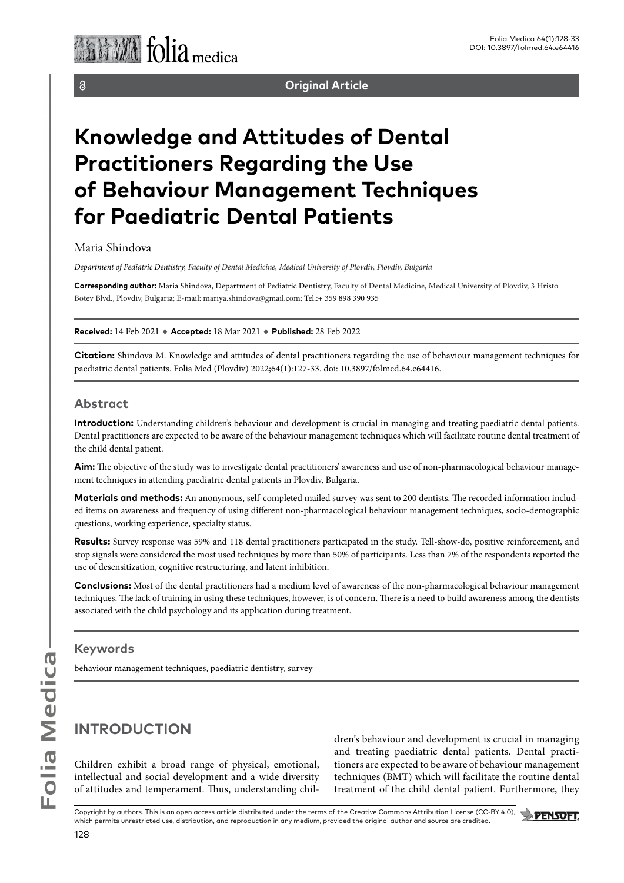Original Article

# Knowledge and Attitudes of Dental Practitioners Regarding the Use of Behaviour Management Techniques for Paediatric Dental Patients

Maria Shindova

*Department of Pediatric Dentistry, Faculty of Dental Medicine, Medical University of Plovdiv, Plovdiv, Bulgaria*

**Corresponding author:** Maria Shindova, Department of Pediatric Dentistry, Faculty of Dental Medicine, Medical University of Plovdiv, 3 Hristo Botev Blvd., Plovdiv, Bulgaria; E-mail: mariya.shindova@gmail.com; Tel.:+ 359 898 390 935

**Received:** 14 Feb 2021 ♦ **Accepted:** 18 Mar 2021 ♦ **Published:** 28 Feb 2022

**Citation:** Shindova M. Knowledge and attitudes of dental practitioners regarding the use of behaviour management techniques for paediatric dental patients. Folia Med (Plovdiv) 2022;64(1):127-33. doi: 10.3897/folmed.64.e64416.

## Abstract

**Introduction:** Understanding children's behaviour and development is crucial in managing and treating paediatric dental patients. Dental practitioners are expected to be aware of the behaviour management techniques which will facilitate routine dental treatment of the child dental patient.

**Aim:** The objective of the study was to investigate dental practitioners' awareness and use of non-pharmacological behaviour management techniques in attending paediatric dental patients in Plovdiv, Bulgaria.

**Materials and methods:** An anonymous, self-completed mailed survey was sent to 200 dentists. The recorded information included items on awareness and frequency of using different non-pharmacological behaviour management techniques, socio-demographic questions, working experience, specialty status.

**Results:** Survey response was 59% and 118 dental practitioners participated in the study. Tell-show-do, positive reinforcement, and stop signals were considered the most used techniques by more than 50% of participants. Less than 7% of the respondents reported the use of desensitization, cognitive restructuring, and latent inhibition.

**Conclusions:** Most of the dental practitioners had a medium level of awareness of the non-pharmacological behaviour management techniques. The lack of training in using these techniques, however, is of concern. There is a need to build awareness among the dentists associated with the child psychology and its application during treatment.

## Keywords

behaviour management techniques, paediatric dentistry, survey

## INTRODUCTION

Children exhibit a broad range of physical, emotional, intellectual and social development and a wide diversity of attitudes and temperament. Thus, understanding children's behaviour and development is crucial in managing and treating paediatric dental patients. Dental practitioners are expected to be aware of behaviour management techniques (BMT) which will facilitate the routine dental treatment of the child dental patient. Furthermore, they

Copyright by authors. This is an open access article distributed under the terms of the Creative Commons Attribution License (CC-BY 4.0), which permits unrestricted use, distribution, and reproduction in any medium, provided the original author and source are credited.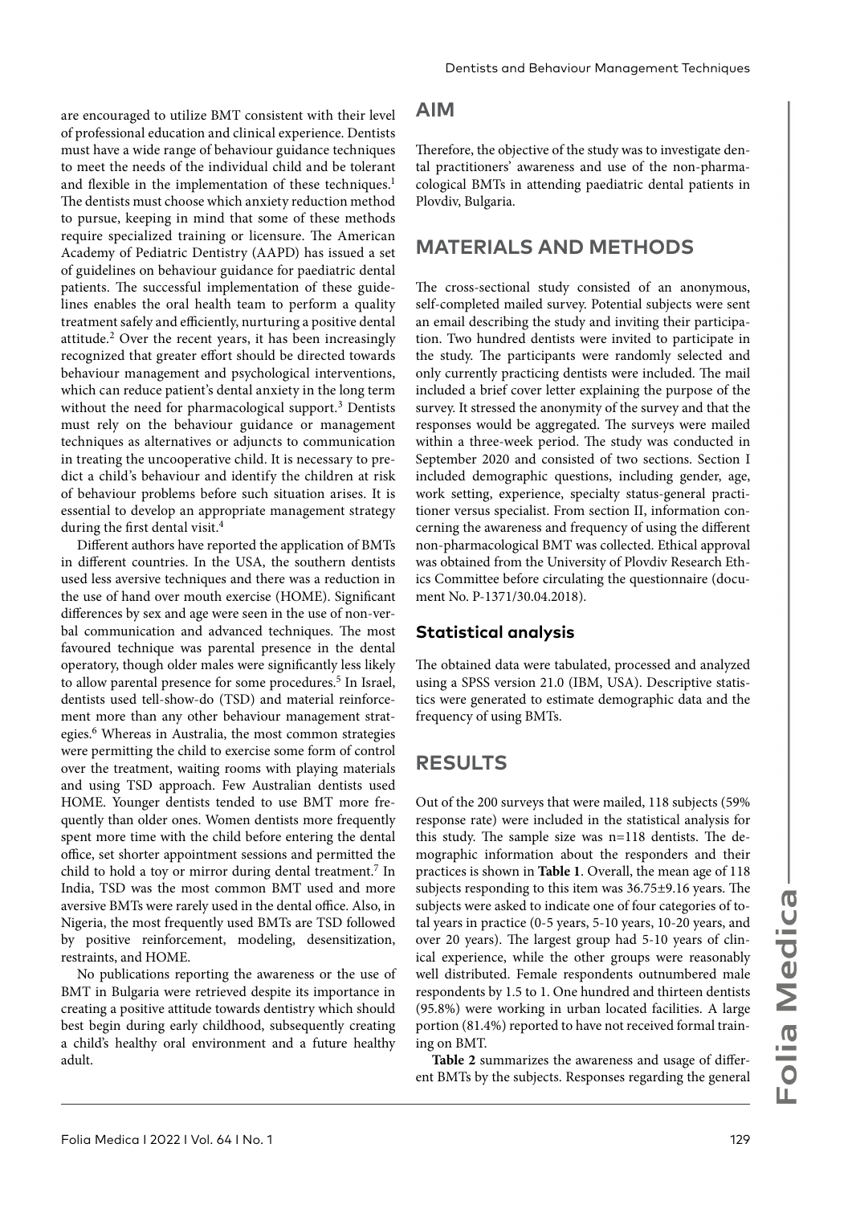are encouraged to utilize BMT consistent with their level of professional education and clinical experience. Dentists must have a wide range of behaviour guidance techniques to meet the needs of the individual child and be tolerant and flexible in the implementation of these techniques.[1] The dentists must choose which anxiety reduction method to pursue, keeping in mind that some of these methods require specialized training or licensure. The American Academy of Pediatric Dentistry (AAPD) has issued a set of guidelines on behaviour guidance for paediatric dental patients. The successful implementation of these guidelines enables the oral health team to perform a quality treatment safely and efficiently, nurturing a positive dental attitude.[2] Over the recent years, it has been increasingly recognized that greater effort should be directed towards behaviour management and psychological interventions, which can reduce patient's dental anxiety in the long term without the need for pharmacological support.[3] Dentists must rely on the behaviour guidance or management techniques as alternatives or adjuncts to communication in treating the uncooperative child. It is necessary to predict a child's behaviour and identify the children at risk of behaviour problems before such situation arises. It is essential to develop an appropriate management strategy during the first dental visit.[4]

Different authors have reported the application of BMTs in different countries. In the USA, the southern dentists used less aversive techniques and there was a reduction in the use of hand over mouth exercise (HOME). Significant differences by sex and age were seen in the use of non-verbal communication and advanced techniques. The most favoured technique was parental presence in the dental operatory, though older males were significantly less likely to allow parental presence for some procedures.[5] In Israel, dentists used tell-show-do (TSD) and material reinforcement more than any other behaviour management strategies.[6] Whereas in Australia, the most common strategies were permitting the child to exercise some form of control over the treatment, waiting rooms with playing materials and using TSD approach. Few Australian dentists used HOME. Younger dentists tended to use BMT more frequently than older ones. Women dentists more frequently spent more time with the child before entering the dental office, set shorter appointment sessions and permitted the child to hold a toy or mirror during dental treatment.[7] In India, TSD was the most common BMT used and more aversive BMTs were rarely used in the dental office. Also, in Nigeria, the most frequently used BMTs are TSD followed by positive reinforcement, modeling, desensitization, restraints, and HOME.

No publications reporting the awareness or the use of BMT in Bulgaria were retrieved despite its importance in creating a positive attitude towards dentistry which should best begin during early childhood, subsequently creating a child's healthy oral environment and a future healthy adult.

## AIM

Therefore, the objective of the study was to investigate dental practitioners' awareness and use of the non-pharmacological BMTs in attending paediatric dental patients in Plovdiv, Bulgaria.

## MATERIALS AND METHODS

The cross-sectional study consisted of an anonymous, self-completed mailed survey. Potential subjects were sent an email describing the study and inviting their participation. Two hundred dentists were invited to participate in the study. The participants were randomly selected and only currently practicing dentists were included. The mail included a brief cover letter explaining the purpose of the survey. It stressed the anonymity of the survey and that the responses would be aggregated. The surveys were mailed within a three-week period. The study was conducted in September 2020 and consisted of two sections. Section I included demographic questions, including gender, age, work setting, experience, specialty status-general practitioner versus specialist. From section II, information concerning the awareness and frequency of using the different non-pharmacological BMT was collected. Ethical approval was obtained from the University of Plovdiv Research Ethics Committee before circulating the questionnaire (document No. P-1371/30.04.2018).

### Statistical analysis

The obtained data were tabulated, processed and analyzed using a SPSS version 21.0 (IBM, USA). Descriptive statistics were generated to estimate demographic data and the frequency of using BMTs.

## RESULTS

Out of the 200 surveys that were mailed, 118 subjects (59% response rate) were included in the statistical analysis for this study. The sample size was n=118 dentists. The demographic information about the responders and their practices is shown in **Table 1**. Overall, the mean age of 118 subjects responding to this item was 36.75±9.16 years. The subjects were asked to indicate one of four categories of total years in practice (0-5 years, 5-10 years, 10-20 years, and over 20 years). The largest group had 5-10 years of clinical experience, while the other groups were reasonably well distributed. Female respondents outnumbered male respondents by 1.5 to 1. One hundred and thirteen dentists (95.8%) were working in urban located facilities. A large portion (81.4%) reported to have not received formal training on BMT.

**Table 2** summarizes the awareness and usage of different BMTs by the subjects. Responses regarding the general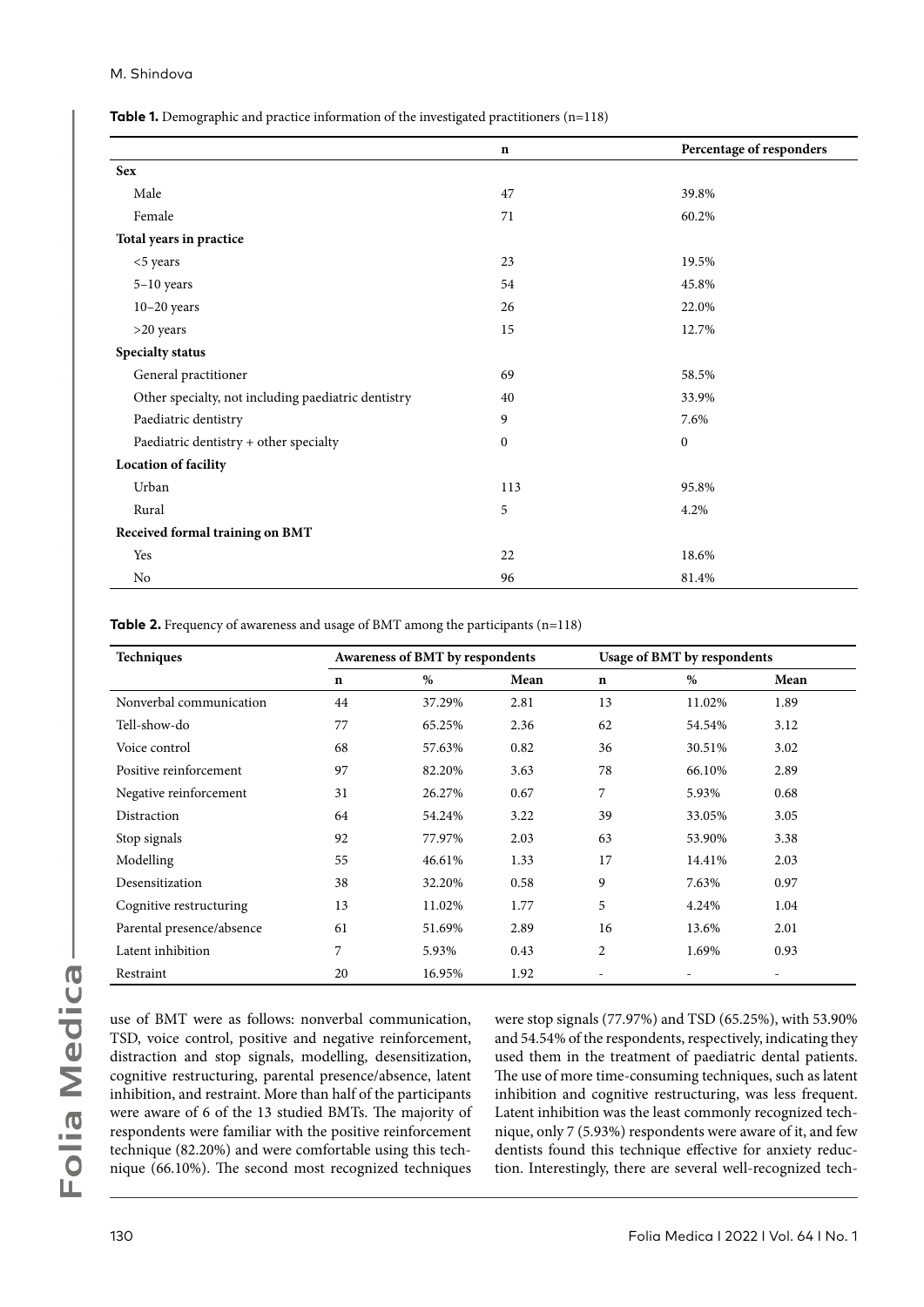**Table 1.** Demographic and practice information of the investigated practitioners (n=118)

| | n | Percentage of responders |
|---|---|---|
| **Sex** | | |
| Male | 47 | 39.8% |
| Female | 71 | 60.2% |
| **Total years in practice** | | |
| <5 years | 23 | 19.5% |
| 5–10 years | 54 | 45.8% |
| 10–20 years | 26 | 22.0% |
| >20 years | 15 | 12.7% |
| **Specialty status** | | |
| General practitioner | 69 | 58.5% |
| Other specialty, not including paediatric dentistry | 40 | 33.9% |
| Paediatric dentistry | 9 | 7.6% |
| Paediatric dentistry + other specialty | 0 | 0 |
| **Location of facility** | | |
| Urban | 113 | 95.8% |
| Rural | 5 | 4.2% |
| **Received formal training on BMT** | | |
| Yes | 22 | 18.6% |
| No | 96 | 81.4% |

**Table 2.** Frequency of awareness and usage of BMT among the participants (n=118)

| Techniques | Awareness of BMT by respondents | | | Usage of BMT by respondents | | |
|---|---|---|---|---|---|---|
| | n | % | Mean | n | % | Mean |
| Nonverbal communication | 44 | 37.29% | 2.81 | 13 | 11.02% | 1.89 |
| Tell-show-do | 77 | 65.25% | 2.36 | 62 | 54.54% | 3.12 |
| Voice control | 68 | 57.63% | 0.82 | 36 | 30.51% | 3.02 |
| Positive reinforcement | 97 | 82.20% | 3.63 | 78 | 66.10% | 2.89 |
| Negative reinforcement | 31 | 26.27% | 0.67 | 7 | 5.93% | 0.68 |
| Distraction | 64 | 54.24% | 3.22 | 39 | 33.05% | 3.05 |
| Stop signals | 92 | 77.97% | 2.03 | 63 | 53.90% | 3.38 |
| Modelling | 55 | 46.61% | 1.33 | 17 | 14.41% | 2.03 |
| Desensitization | 38 | 32.20% | 0.58 | 9 | 7.63% | 0.97 |
| Cognitive restructuring | 13 | 11.02% | 1.77 | 5 | 4.24% | 1.04 |
| Parental presence/absence | 61 | 51.69% | 2.89 | 16 | 13.6% | 2.01 |
| Latent inhibition | 7 | 5.93% | 0.43 | 2 | 1.69% | 0.93 |
| Restraint | 20 | 16.95% | 1.92 | - | - | - |

use of BMT were as follows: nonverbal communication, TSD, voice control, positive and negative reinforcement, distraction and stop signals, modelling, desensitization, cognitive restructuring, parental presence/absence, latent inhibition, and restraint. More than half of the participants were aware of 6 of the 13 studied BMTs. The majority of respondents were familiar with the positive reinforcement technique (82.20%) and were comfortable using this technique (66.10%). The second most recognized techniques were stop signals (77.97%) and TSD (65.25%), with 53.90% and 54.54% of the respondents, respectively, indicating they used them in the treatment of paediatric dental patients. The use of more time-consuming techniques, such as latent inhibition and cognitive restructuring, was less frequent. Latent inhibition was the least commonly recognized technique, only 7 (5.93%) respondents were aware of it, and few dentists found this technique effective for anxiety reduction. Interestingly, there are several well-recognized tech-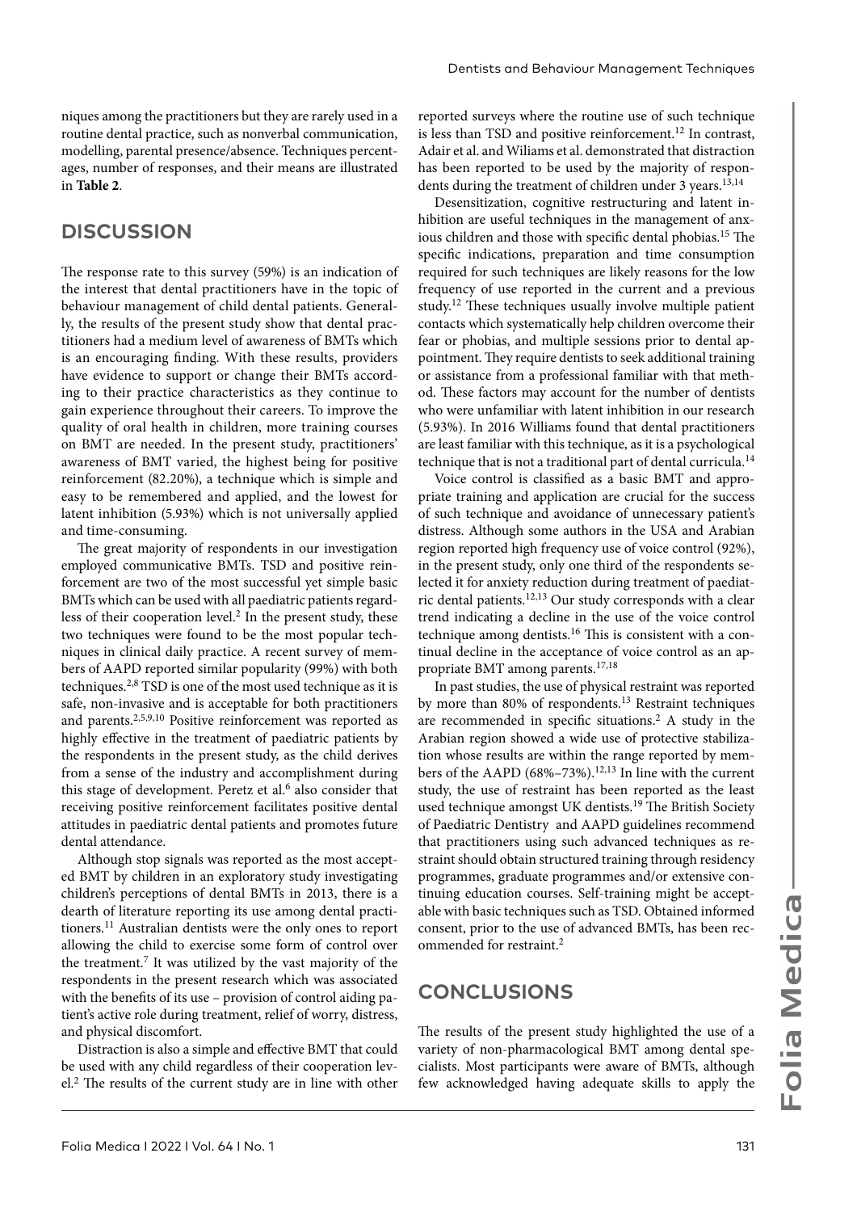niques among the practitioners but they are rarely used in a routine dental practice, such as nonverbal communication, modelling, parental presence/absence. Techniques percentages, number of responses, and their means are illustrated in **Table 2**.

## DISCUSSION

The response rate to this survey (59%) is an indication of the interest that dental practitioners have in the topic of behaviour management of child dental patients. Generally, the results of the present study show that dental practitioners had a medium level of awareness of BMTs which is an encouraging finding. With these results, providers have evidence to support or change their BMTs according to their practice characteristics as they continue to gain experience throughout their careers. To improve the quality of oral health in children, more training courses on BMT are needed. In the present study, practitioners' awareness of BMT varied, the highest being for positive reinforcement (82.20%), a technique which is simple and easy to be remembered and applied, and the lowest for latent inhibition (5.93%) which is not universally applied and time-consuming.

The great majority of respondents in our investigation employed communicative BMTs. TSD and positive reinforcement are two of the most successful yet simple basic BMTs which can be used with all paediatric patients regardless of their cooperation level.[2] In the present study, these two techniques were found to be the most popular techniques in clinical daily practice. A recent survey of members of AAPD reported similar popularity (99%) with both techniques.[2,8] TSD is one of the most used technique as it is safe, non-invasive and is acceptable for both practitioners and parents.[2,5,9,10] Positive reinforcement was reported as highly effective in the treatment of paediatric patients by the respondents in the present study, as the child derives from a sense of the industry and accomplishment during this stage of development. Peretz et al.[6] also consider that receiving positive reinforcement facilitates positive dental attitudes in paediatric dental patients and promotes future dental attendance.

Although stop signals was reported as the most accepted BMT by children in an exploratory study investigating children's perceptions of dental BMTs in 2013, there is a dearth of literature reporting its use among dental practitioners.[11] Australian dentists were the only ones to report allowing the child to exercise some form of control over the treatment.[7] It was utilized by the vast majority of the respondents in the present research which was associated with the benefits of its use – provision of control aiding patient's active role during treatment, relief of worry, distress, and physical discomfort.

Distraction is also a simple and effective BMT that could be used with any child regardless of their cooperation level.[2] The results of the current study are in line with other reported surveys where the routine use of such technique is less than TSD and positive reinforcement.[12] In contrast, Adair et al. and Wiliams et al. demonstrated that distraction has been reported to be used by the majority of respondents during the treatment of children under 3 years.[13,14]

Desensitization, cognitive restructuring and latent inhibition are useful techniques in the management of anxious children and those with specific dental phobias.[15] The specific indications, preparation and time consumption required for such techniques are likely reasons for the low frequency of use reported in the current and a previous study.[12] These techniques usually involve multiple patient contacts which systematically help children overcome their fear or phobias, and multiple sessions prior to dental appointment. They require dentists to seek additional training or assistance from a professional familiar with that method. These factors may account for the number of dentists who were unfamiliar with latent inhibition in our research (5.93%). In 2016 Williams found that dental practitioners are least familiar with this technique, as it is a psychological technique that is not a traditional part of dental curricula.[14]

Voice control is classified as a basic BMT and appropriate training and application are crucial for the success of such technique and avoidance of unnecessary patient's distress. Although some authors in the USA and Arabian region reported high frequency use of voice control (92%), in the present study, only one third of the respondents selected it for anxiety reduction during treatment of paediatric dental patients.[12,13] Our study corresponds with a clear trend indicating a decline in the use of the voice control technique among dentists.[16] This is consistent with a continual decline in the acceptance of voice control as an appropriate BMT among parents.[17,18]

In past studies, the use of physical restraint was reported by more than 80% of respondents.[13] Restraint techniques are recommended in specific situations.[2] A study in the Arabian region showed a wide use of protective stabilization whose results are within the range reported by members of the AAPD (68%–73%).[12,13] In line with the current study, the use of restraint has been reported as the least used technique amongst UK dentists.[19] The British Society of Paediatric Dentistry and AAPD guidelines recommend that practitioners using such advanced techniques as restraint should obtain structured training through residency programmes, graduate programmes and/or extensive continuing education courses. Self-training might be acceptable with basic techniques such as TSD. Obtained informed consent, prior to the use of advanced BMTs, has been recommended for restraint.[2]

## CONCLUSIONS

The results of the present study highlighted the use of a variety of non-pharmacological BMT among dental specialists. Most participants were aware of BMTs, although few acknowledged having adequate skills to apply the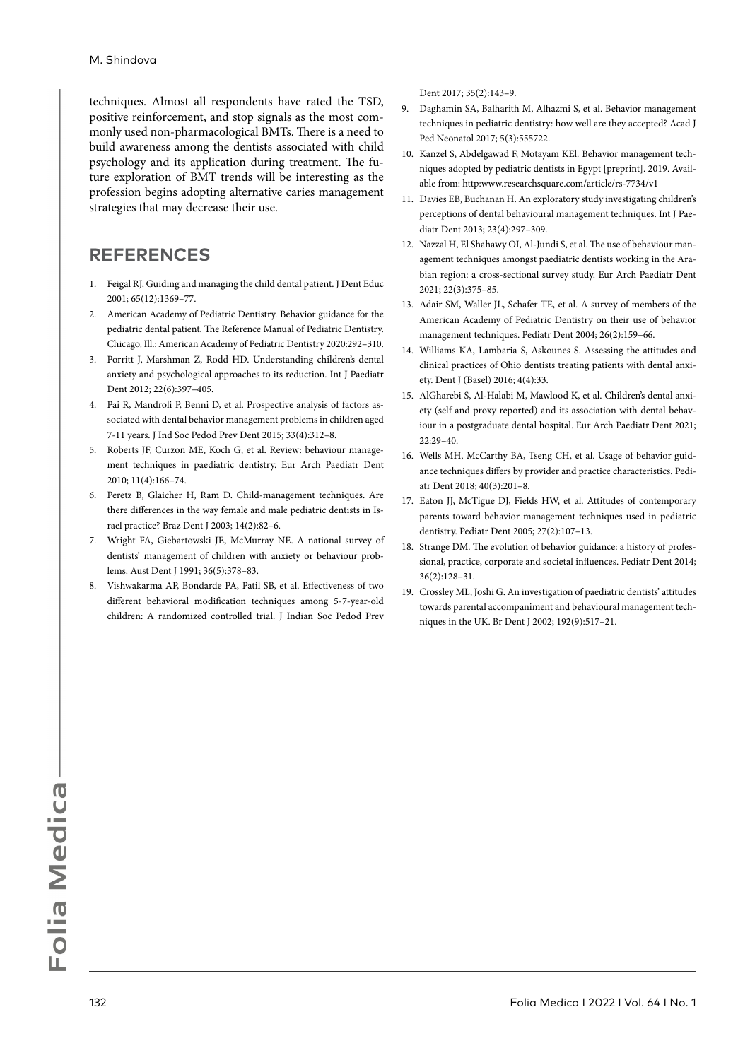techniques. Almost all respondents have rated the TSD, positive reinforcement, and stop signals as the most commonly used non-pharmacological BMTs. There is a need to build awareness among the dentists associated with child psychology and its application during treatment. The future exploration of BMT trends will be interesting as the profession begins adopting alternative caries management strategies that may decrease their use.

## REFERENCES

1. Feigal RJ. Guiding and managing the child dental patient. J Dent Educ 2001; 65(12):1369–77.
2. American Academy of Pediatric Dentistry. Behavior guidance for the pediatric dental patient. The Reference Manual of Pediatric Dentistry. Chicago, Ill.: American Academy of Pediatric Dentistry 2020:292–310.
3. Porritt J, Marshman Z, Rodd HD. Understanding children's dental anxiety and psychological approaches to its reduction. Int J Paediatr Dent 2012; 22(6):397–405.
4. Pai R, Mandroli P, Benni D, et al. Prospective analysis of factors associated with dental behavior management problems in children aged 7-11 years. J Ind Soc Pedod Prev Dent 2015; 33(4):312–8.
5. Roberts JF, Curzon ME, Koch G, et al. Review: behaviour management techniques in paediatric dentistry. Eur Arch Paediatr Dent 2010; 11(4):166–74.
6. Peretz B, Glaicher H, Ram D. Child-management techniques. Are there differences in the way female and male pediatric dentists in Israel practice? Braz Dent J 2003; 14(2):82–6.
7. Wright FA, Giebartowski JE, McMurray NE. A national survey of dentists' management of children with anxiety or behaviour problems. Aust Dent J 1991; 36(5):378–83.
8. Vishwakarma AP, Bondarde PA, Patil SB, et al. Effectiveness of two different behavioral modification techniques among 5-7-year-old children: A randomized controlled trial. J Indian Soc Pedod Prev Dent 2017; 35(2):143–9.
9. Daghamin SA, Balharith M, Alhazmi S, et al. Behavior management techniques in pediatric dentistry: how well are they accepted? Acad J Ped Neonatol 2017; 5(3):555722.
10. Kanzel S, Abdelgawad F, Motayam KEl. Behavior management techniques adopted by pediatric dentists in Egypt [preprint]. 2019. Available from: http:www.researchsquare.com/article/rs-7734/v1
11. Davies EB, Buchanan H. An exploratory study investigating children's perceptions of dental behavioural management techniques. Int J Paediatr Dent 2013; 23(4):297–309.
12. Nazzal H, El Shahawy OI, Al-Jundi S, et al. The use of behaviour management techniques amongst paediatric dentists working in the Arabian region: a cross-sectional survey study. Eur Arch Paediatr Dent 2021; 22(3):375–85.
13. Adair SM, Waller JL, Schafer TE, et al. A survey of members of the American Academy of Pediatric Dentistry on their use of behavior management techniques. Pediatr Dent 2004; 26(2):159–66.
14. Williams KA, Lambaria S, Askounes S. Assessing the attitudes and clinical practices of Ohio dentists treating patients with dental anxiety. Dent J (Basel) 2016; 4(4):33.
15. AlGharebi S, Al-Halabi M, Mawlood K, et al. Children's dental anxiety (self and proxy reported) and its association with dental behaviour in a postgraduate dental hospital. Eur Arch Paediatr Dent 2021; 22:29–40.
16. Wells MH, McCarthy BA, Tseng CH, et al. Usage of behavior guidance techniques differs by provider and practice characteristics. Pediatr Dent 2018; 40(3):201–8.
17. Eaton JJ, McTigue DJ, Fields HW, et al. Attitudes of contemporary parents toward behavior management techniques used in pediatric dentistry. Pediatr Dent 2005; 27(2):107–13.
18. Strange DM. The evolution of behavior guidance: a history of professional, practice, corporate and societal influences. Pediatr Dent 2014; 36(2):128–31.
19. Crossley ML, Joshi G. An investigation of paediatric dentists' attitudes towards parental accompaniment and behavioural management techniques in the UK. Br Dent J 2002; 192(9):517–21.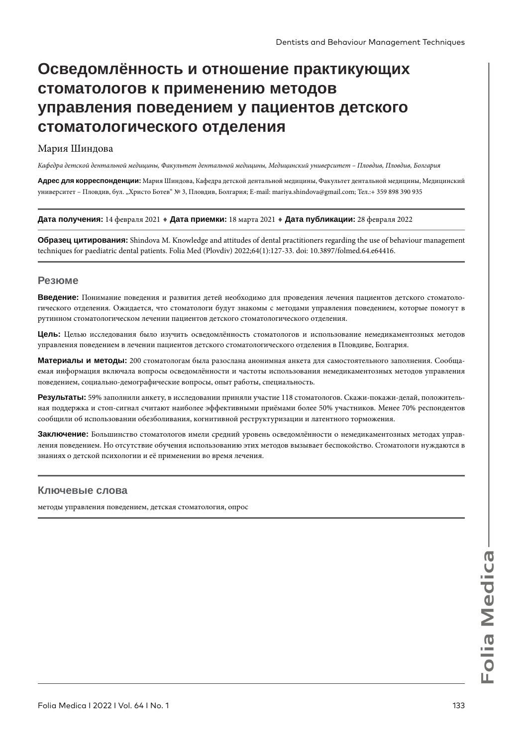# Осведомлённость и отношение практикующих стоматологов к применению методов управления поведением у пациентов детского стоматологического отделения

Мария Шиндова

*Кафедра детской дентальной медицины, Факультет дентальной медицины, Медицинский университет – Пловдив, Пловдив, Болгария*

**Адрес для корреспонденции:** Мария Шиндова, Кафедра детской дентальной медицины, Факультет дентальной медицины, Медицинский университет – Пловдив, бул. „Христо Ботев“ № 3, Пловдив, Болгария; E-mail: mariya.shindova@gmail.com; Тел.:+ 359 898 390 935

**Дата получения:** 14 февраля 2021 ♦ **Дата приемки:** 18 марта 2021 ♦ **Дата публикации:** 28 февраля 2022

**Образец цитирования:** Shindova M. Knowledge and attitudes of dental practitioners regarding the use of behaviour management techniques for paediatric dental patients. Folia Med (Plovdiv) 2022;64(1):127-33. doi: 10.3897/folmed.64.e64416.

## Резюме

**Введение:** Понимание поведения и развития детей необходимо для проведения лечения пациентов детского стоматологического отделения. Ожидается, что стоматологи будут знакомы с методами управления поведением, которые помогут в рутинном стоматологическом лечении пациентов детского стоматологического отделения.

**Цель:** Целью исследования было изучить осведомлённость стоматологов и использование немедикаментозных методов управления поведением в лечении пациентов детского стоматологического отделения в Пловдиве, Болгария.

**Материалы и методы:** 200 стоматологам была разослана анонимная анкета для самостоятельного заполнения. Сообщаемая информация включала вопросы осведомлённости и частоты использования немедикаментозных методов управления поведением, социально-демографические вопросы, опыт работы, специальность.

**Результаты:** 59% заполнили анкету, в исследовании приняли участие 118 стоматологов. Скажи-покажи-делай, положительная поддержка и стоп-сигнал считают наиболее эффективными приёмами более 50% участников. Менее 70% респондентов сообщили об использовании обезболивания, когнитивной реструктуризации и латентного торможения.

**Заключение:** Большинство стоматологов имели средний уровень осведомлённости о немедикаментозных методах управления поведением. Но отсутствие обучения использованию этих методов вызывает беспокойство. Стоматологи нуждаются в знаниях о детской психологии и её применении во время лечения.

## Ключевые слова

методы управления поведением, детская стоматология, опрос